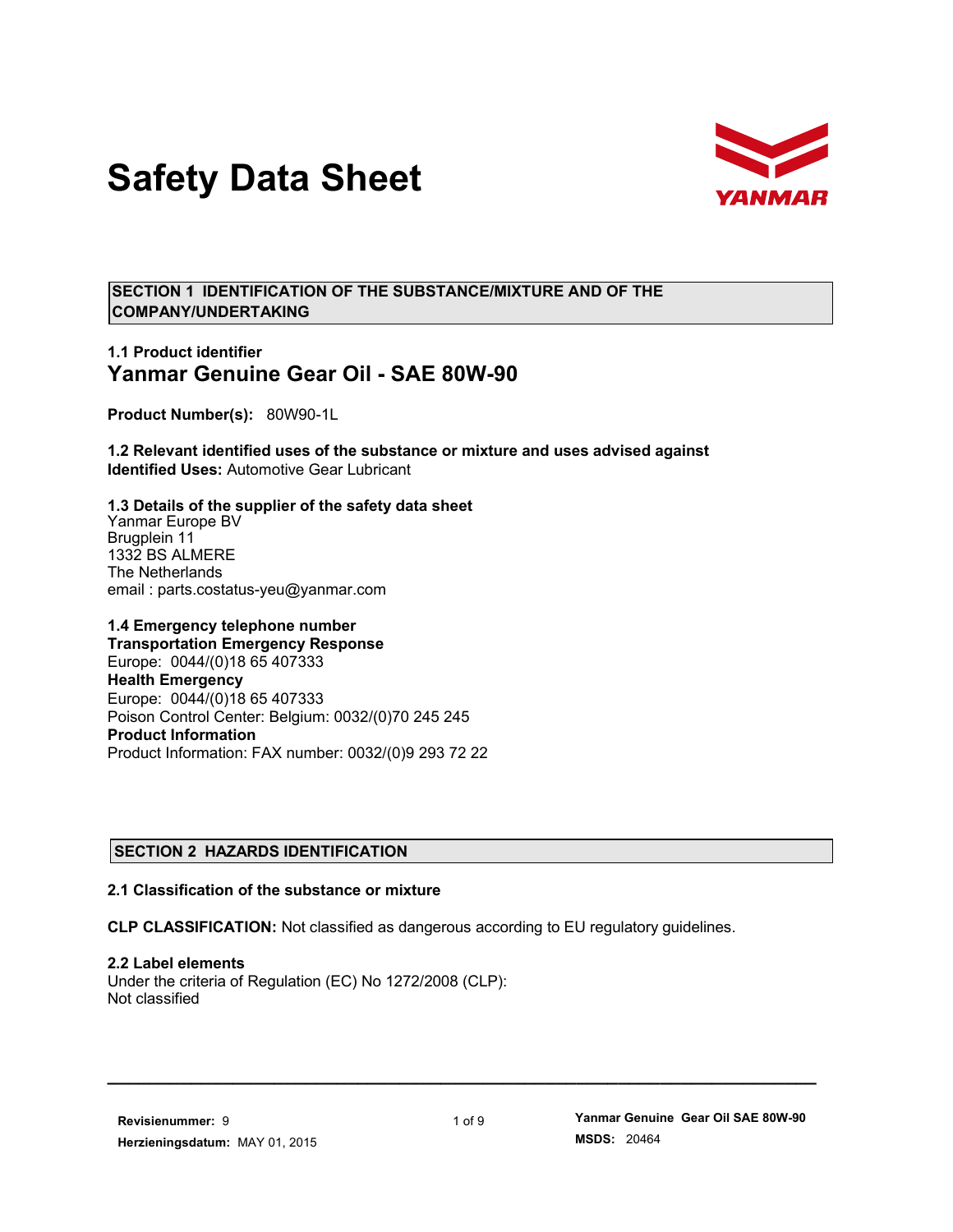# Safety Data Sheet

## SECTION 1 IDENTIFICATION OF THE SUBSTANCE/MIXTURE AND OF THE COMPANY/UNDERTAKING

### 1.1 Product identifier

## Yanmar Genuine Gear Oil - SAE 80W-90

**Product Number(s):** 80W90-1L

### 1.2 Relevant identified uses of the substance or mixture and uses advised against

**Identified Uses:** Automotive Gear Lubricant

### 1.3 Details of the supplier of the safety data sheet

Yanmar Europe BV
Brugplein 11
1332 BS ALMERE
The Netherlands
email : parts.costatus-yeu@yanmar.com

### 1.4 Emergency telephone number

**Transportation Emergency Response**
Europe: 0044/(0)18 65 407333
**Health Emergency**
Europe: 0044/(0)18 65 407333
Poison Control Center: Belgium: 0032/(0)70 245 245
**Product Information**
Product Information: FAX number: 0032/(0)9 293 72 22

## SECTION 2 HAZARDS IDENTIFICATION

### 2.1 Classification of the substance or mixture

**CLP CLASSIFICATION:** Not classified as dangerous according to EU regulatory guidelines.

### 2.2 Label elements

Under the criteria of Regulation (EC) No 1272/2008 (CLP):
Not classified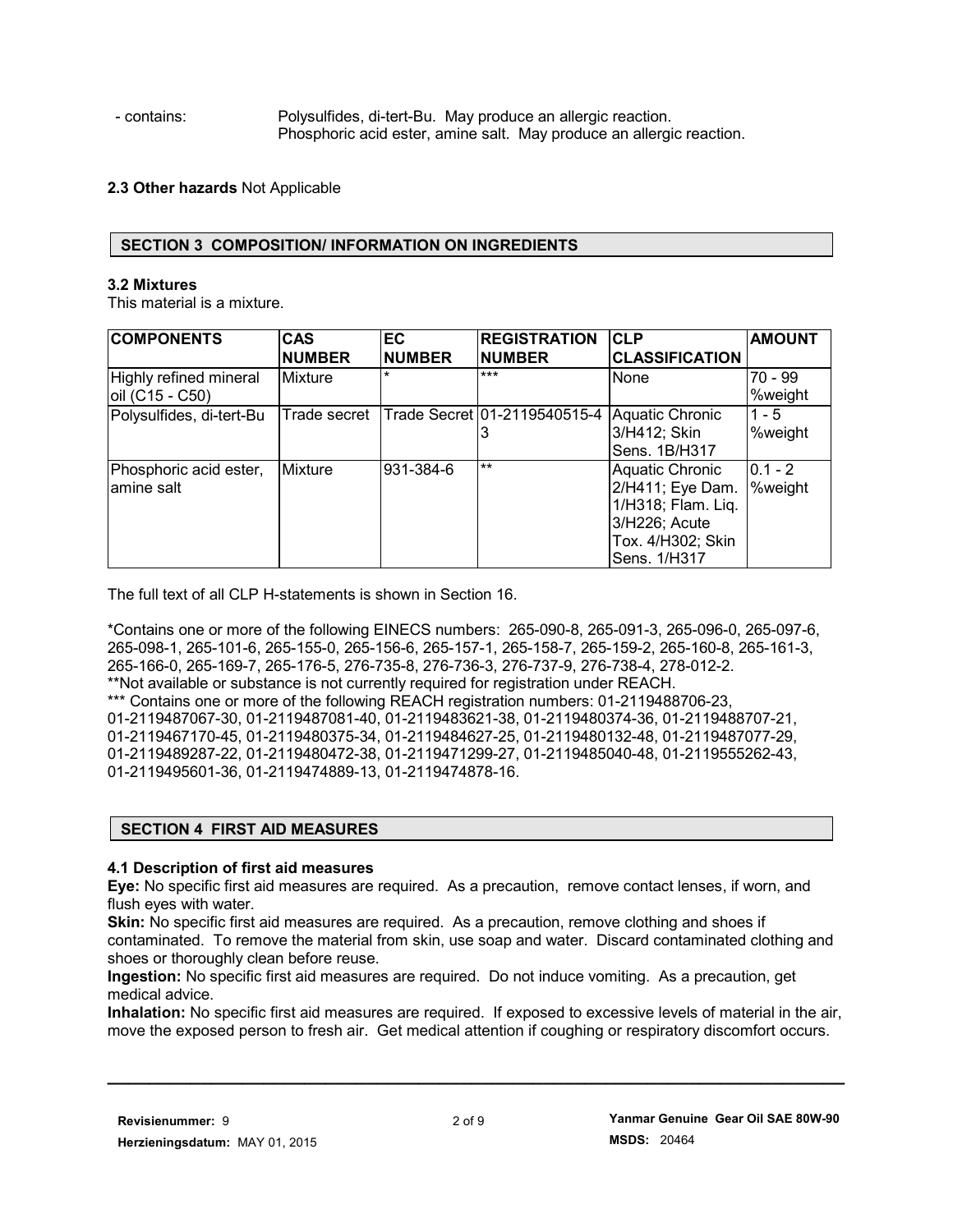- contains: Polysulfides, di-tert-Bu. May produce an allergic reaction.
  Phosphoric acid ester, amine salt. May produce an allergic reaction.

**2.3 Other hazards** Not Applicable

## SECTION 3 COMPOSITION/ INFORMATION ON INGREDIENTS

### 3.2 Mixtures

This material is a mixture.

| COMPONENTS | CAS NUMBER | EC NUMBER | REGISTRATION NUMBER | CLP CLASSIFICATION | AMOUNT |
|---|---|---|---|---|---|
| Highly refined mineral oil (C15 - C50) | Mixture | * | *** | None | 70 - 99 %weight |
| Polysulfides, di-tert-Bu | Trade secret | Trade Secret | 01-2119540515-43 | Aquatic Chronic 3/H412; Skin Sens. 1B/H317 | 1 - 5 %weight |
| Phosphoric acid ester, amine salt | Mixture | 931-384-6 | ** | Aquatic Chronic 2/H411; Eye Dam. 1/H318; Flam. Liq. 3/H226; Acute Tox. 4/H302; Skin Sens. 1/H317 | 0.1 - 2 %weight |

The full text of all CLP H-statements is shown in Section 16.

*Contains one or more of the following EINECS numbers: 265-090-8, 265-091-3, 265-096-0, 265-097-6, 265-098-1, 265-101-6, 265-155-0, 265-156-6, 265-157-1, 265-158-7, 265-159-2, 265-160-8, 265-161-3, 265-166-0, 265-169-7, 265-176-5, 276-735-8, 276-736-3, 276-737-9, 276-738-4, 278-012-2.
**Not available or substance is not currently required for registration under REACH.
*** Contains one or more of the following REACH registration numbers: 01-2119488706-23, 01-2119487067-30, 01-2119487081-40, 01-2119483621-38, 01-2119480374-36, 01-2119488707-21, 01-2119467170-45, 01-2119480375-34, 01-2119484627-25, 01-2119480132-48, 01-2119487077-29, 01-2119489287-22, 01-2119480472-38, 01-2119471299-27, 01-2119485040-48, 01-2119555262-43, 01-2119495601-36, 01-2119474889-13, 01-2119474878-16.

## SECTION 4 FIRST AID MEASURES

### 4.1 Description of first aid measures

**Eye:** No specific first aid measures are required. As a precaution, remove contact lenses, if worn, and flush eyes with water.

**Skin:** No specific first aid measures are required. As a precaution, remove clothing and shoes if contaminated. To remove the material from skin, use soap and water. Discard contaminated clothing and shoes or thoroughly clean before reuse.

**Ingestion:** No specific first aid measures are required. Do not induce vomiting. As a precaution, get medical advice.

**Inhalation:** No specific first aid measures are required. If exposed to excessive levels of material in the air, move the exposed person to fresh air. Get medical attention if coughing or respiratory discomfort occurs.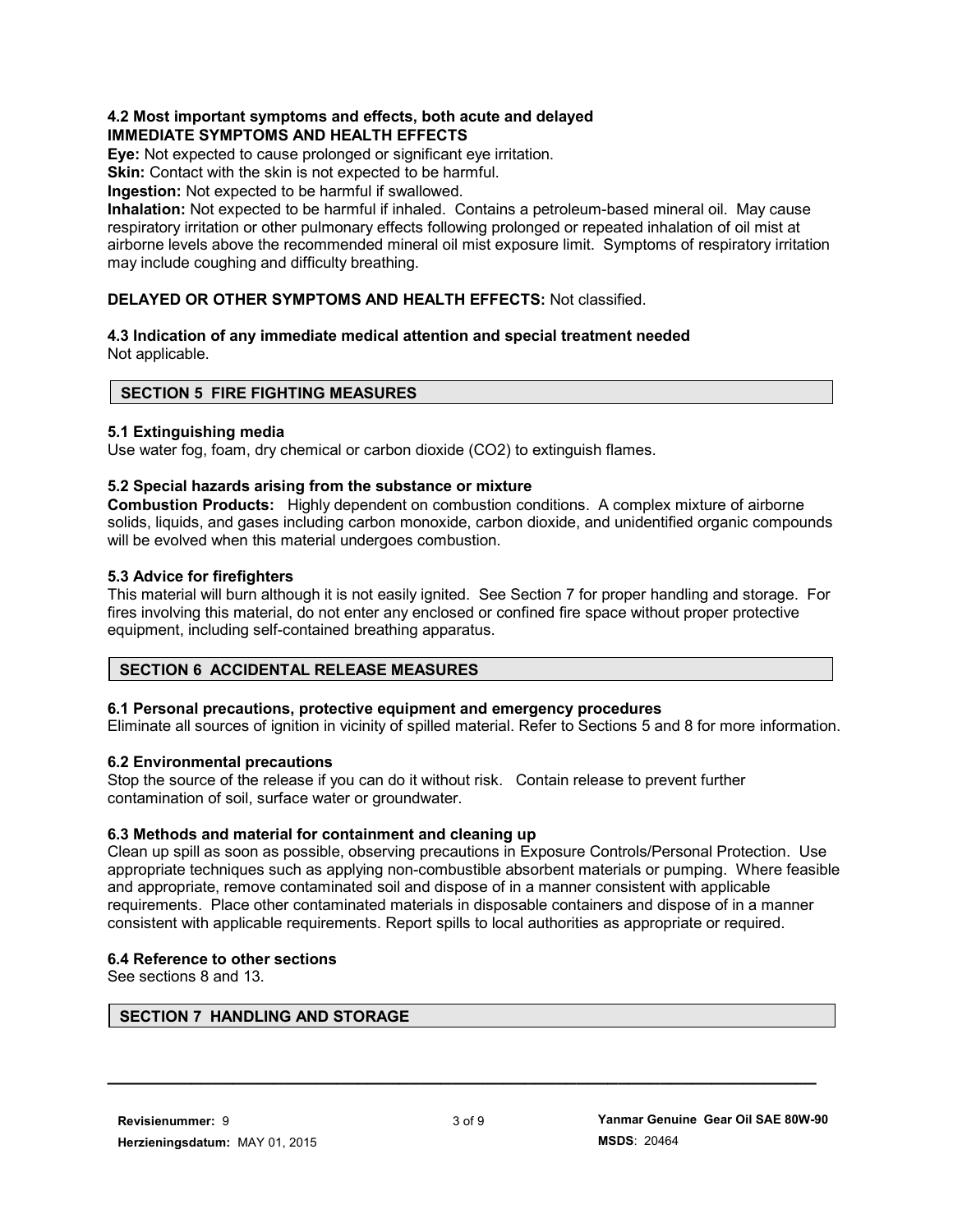### 4.2 Most important symptoms and effects, both acute and delayed

**IMMEDIATE SYMPTOMS AND HEALTH EFFECTS**

**Eye:** Not expected to cause prolonged or significant eye irritation.

**Skin:** Contact with the skin is not expected to be harmful.

**Ingestion:** Not expected to be harmful if swallowed.

**Inhalation:** Not expected to be harmful if inhaled. Contains a petroleum-based mineral oil. May cause respiratory irritation or other pulmonary effects following prolonged or repeated inhalation of oil mist at airborne levels above the recommended mineral oil mist exposure limit. Symptoms of respiratory irritation may include coughing and difficulty breathing.

**DELAYED OR OTHER SYMPTOMS AND HEALTH EFFECTS:** Not classified.

### 4.3 Indication of any immediate medical attention and special treatment needed

Not applicable.

## SECTION 5 FIRE FIGHTING MEASURES

### 5.1 Extinguishing media

Use water fog, foam, dry chemical or carbon dioxide ($CO_2$) to extinguish flames.

### 5.2 Special hazards arising from the substance or mixture

**Combustion Products:** Highly dependent on combustion conditions. A complex mixture of airborne solids, liquids, and gases including carbon monoxide, carbon dioxide, and unidentified organic compounds will be evolved when this material undergoes combustion.

### 5.3 Advice for firefighters

This material will burn although it is not easily ignited. See Section 7 for proper handling and storage. For fires involving this material, do not enter any enclosed or confined fire space without proper protective equipment, including self-contained breathing apparatus.

## SECTION 6 ACCIDENTAL RELEASE MEASURES

### 6.1 Personal precautions, protective equipment and emergency procedures

Eliminate all sources of ignition in vicinity of spilled material. Refer to Sections 5 and 8 for more information.

### 6.2 Environmental precautions

Stop the source of the release if you can do it without risk. Contain release to prevent further contamination of soil, surface water or groundwater.

### 6.3 Methods and material for containment and cleaning up

Clean up spill as soon as possible, observing precautions in Exposure Controls/Personal Protection. Use appropriate techniques such as applying non-combustible absorbent materials or pumping. Where feasible and appropriate, remove contaminated soil and dispose of in a manner consistent with applicable requirements. Place other contaminated materials in disposable containers and dispose of in a manner consistent with applicable requirements. Report spills to local authorities as appropriate or required.

### 6.4 Reference to other sections

See sections 8 and 13.

## SECTION 7 HANDLING AND STORAGE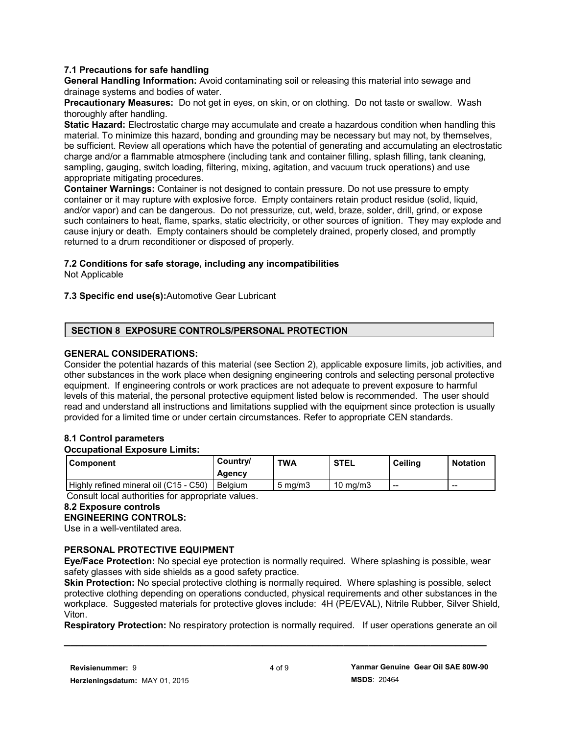### 7.1 Precautions for safe handling

**General Handling Information:** Avoid contaminating soil or releasing this material into sewage and drainage systems and bodies of water.

**Precautionary Measures:** Do not get in eyes, on skin, or on clothing. Do not taste or swallow. Wash thoroughly after handling.

**Static Hazard:** Electrostatic charge may accumulate and create a hazardous condition when handling this material. To minimize this hazard, bonding and grounding may be necessary but may not, by themselves, be sufficient. Review all operations which have the potential of generating and accumulating an electrostatic charge and/or a flammable atmosphere (including tank and container filling, splash filling, tank cleaning, sampling, gauging, switch loading, filtering, mixing, agitation, and vacuum truck operations) and use appropriate mitigating procedures.

**Container Warnings:** Container is not designed to contain pressure. Do not use pressure to empty container or it may rupture with explosive force. Empty containers retain product residue (solid, liquid, and/or vapor) and can be dangerous. Do not pressurize, cut, weld, braze, solder, drill, grind, or expose such containers to heat, flame, sparks, static electricity, or other sources of ignition. They may explode and cause injury or death. Empty containers should be completely drained, properly closed, and promptly returned to a drum reconditioner or disposed of properly.

### 7.2 Conditions for safe storage, including any incompatibilities

Not Applicable

**7.3 Specific end use(s):**Automotive Gear Lubricant

## SECTION 8 EXPOSURE CONTROLS/PERSONAL PROTECTION

**GENERAL CONSIDERATIONS:**

Consider the potential hazards of this material (see Section 2), applicable exposure limits, job activities, and other substances in the work place when designing engineering controls and selecting personal protective equipment. If engineering controls or work practices are not adequate to prevent exposure to harmful levels of this material, the personal protective equipment listed below is recommended. The user should read and understand all instructions and limitations supplied with the equipment since protection is usually provided for a limited time or under certain circumstances. Refer to appropriate CEN standards.

### 8.1 Control parameters

**Occupational Exposure Limits:**

| Component | Country/ Agency | TWA | STEL | Ceiling | Notation |
|---|---|---|---|---|---|
| Highly refined mineral oil (C15 - C50) | Belgium | 5 mg/m3 | 10 mg/m3 | -- | -- |

Consult local authorities for appropriate values.

### 8.2 Exposure controls

**ENGINEERING CONTROLS:**

Use in a well-ventilated area.

**PERSONAL PROTECTIVE EQUIPMENT**

**Eye/Face Protection:** No special eye protection is normally required. Where splashing is possible, wear safety glasses with side shields as a good safety practice.

**Skin Protection:** No special protective clothing is normally required. Where splashing is possible, select protective clothing depending on operations conducted, physical requirements and other substances in the workplace. Suggested materials for protective gloves include: 4H (PE/EVAL), Nitrile Rubber, Silver Shield, Viton.

**Respiratory Protection:** No respiratory protection is normally required. If user operations generate an oil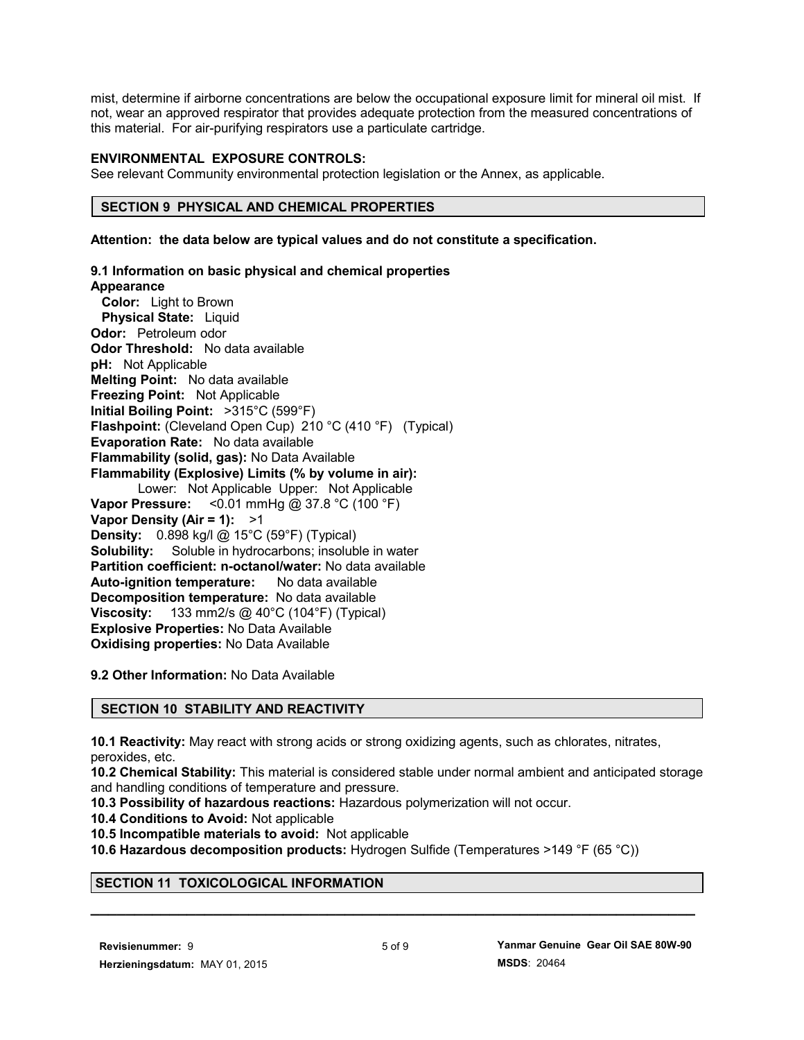mist, determine if airborne concentrations are below the occupational exposure limit for mineral oil mist. If not, wear an approved respirator that provides adequate protection from the measured concentrations of this material. For air-purifying respirators use a particulate cartridge.

**ENVIRONMENTAL EXPOSURE CONTROLS:**
See relevant Community environmental protection legislation or the Annex, as applicable.

## SECTION 9 PHYSICAL AND CHEMICAL PROPERTIES

**Attention: the data below are typical values and do not constitute a specification.**

**9.1 Information on basic physical and chemical properties**
**Appearance**
**Color:** Light to Brown
**Physical State:** Liquid
**Odor:** Petroleum odor
**Odor Threshold:** No data available
**pH:** Not Applicable
**Melting Point:** No data available
**Freezing Point:** Not Applicable
**Initial Boiling Point:** >315°C (599°F)
**Flashpoint:** (Cleveland Open Cup) 210 °C (410 °F) (Typical)
**Evaporation Rate:** No data available
**Flammability (solid, gas):** No Data Available
**Flammability (Explosive) Limits (% by volume in air):**
Lower: Not Applicable Upper: Not Applicable
**Vapor Pressure:** <0.01 mmHg @ 37.8 °C (100 °F)
**Vapor Density (Air = 1):** >1
**Density:** 0.898 kg/l @ 15°C (59°F) (Typical)
**Solubility:** Soluble in hydrocarbons; insoluble in water
**Partition coefficient: n-octanol/water:** No data available
**Auto-ignition temperature:** No data available
**Decomposition temperature:** No data available
**Viscosity:** 133 mm2/s @ 40°C (104°F) (Typical)
**Explosive Properties:** No Data Available
**Oxidising properties:** No Data Available

**9.2 Other Information:** No Data Available

## SECTION 10 STABILITY AND REACTIVITY

**10.1 Reactivity:** May react with strong acids or strong oxidizing agents, such as chlorates, nitrates, peroxides, etc.
**10.2 Chemical Stability:** This material is considered stable under normal ambient and anticipated storage and handling conditions of temperature and pressure.
**10.3 Possibility of hazardous reactions:** Hazardous polymerization will not occur.
**10.4 Conditions to Avoid:** Not applicable
**10.5 Incompatible materials to avoid:** Not applicable
**10.6 Hazardous decomposition products:** Hydrogen Sulfide (Temperatures >149 °F (65 °C))

## SECTION 11 TOXICOLOGICAL INFORMATION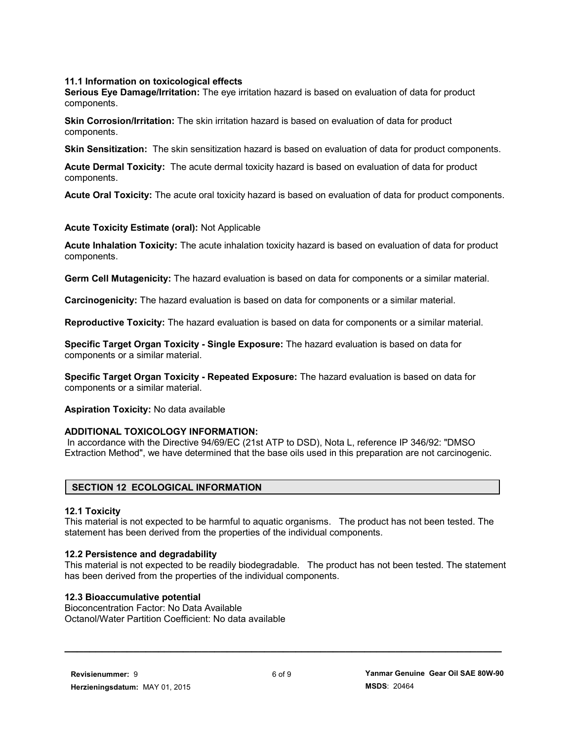### 11.1 Information on toxicological effects

**Serious Eye Damage/Irritation:** The eye irritation hazard is based on evaluation of data for product components.

**Skin Corrosion/Irritation:** The skin irritation hazard is based on evaluation of data for product components.

**Skin Sensitization:** The skin sensitization hazard is based on evaluation of data for product components.

**Acute Dermal Toxicity:** The acute dermal toxicity hazard is based on evaluation of data for product components.

**Acute Oral Toxicity:** The acute oral toxicity hazard is based on evaluation of data for product components.

**Acute Toxicity Estimate (oral):** Not Applicable

**Acute Inhalation Toxicity:** The acute inhalation toxicity hazard is based on evaluation of data for product components.

**Germ Cell Mutagenicity:** The hazard evaluation is based on data for components or a similar material.

**Carcinogenicity:** The hazard evaluation is based on data for components or a similar material.

**Reproductive Toxicity:** The hazard evaluation is based on data for components or a similar material.

**Specific Target Organ Toxicity - Single Exposure:** The hazard evaluation is based on data for components or a similar material.

**Specific Target Organ Toxicity - Repeated Exposure:** The hazard evaluation is based on data for components or a similar material.

**Aspiration Toxicity:** No data available

**ADDITIONAL TOXICOLOGY INFORMATION:**
In accordance with the Directive 94/69/EC (21st ATP to DSD), Nota L, reference IP 346/92: "DMSO Extraction Method", we have determined that the base oils used in this preparation are not carcinogenic.

## SECTION 12 ECOLOGICAL INFORMATION

### 12.1 Toxicity

This material is not expected to be harmful to aquatic organisms. The product has not been tested. The statement has been derived from the properties of the individual components.

### 12.2 Persistence and degradability

This material is not expected to be readily biodegradable. The product has not been tested. The statement has been derived from the properties of the individual components.

### 12.3 Bioaccumulative potential

Bioconcentration Factor: No Data Available
Octanol/Water Partition Coefficient: No data available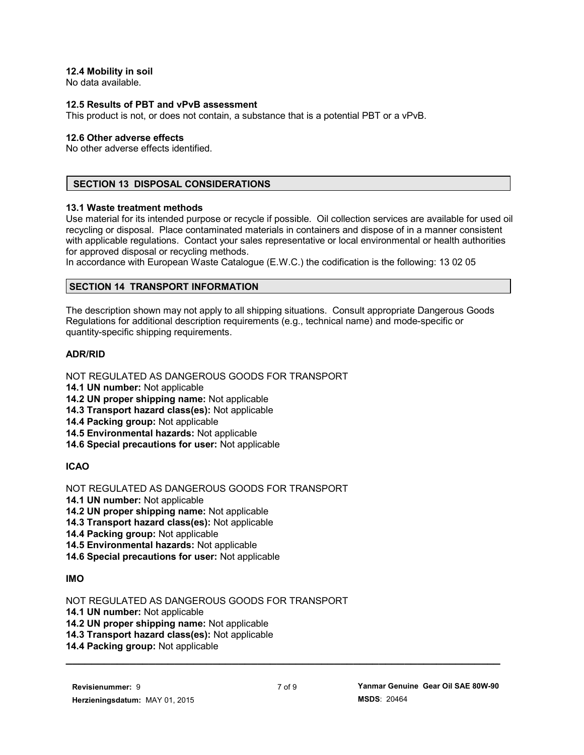### 12.4 Mobility in soil

No data available.

### 12.5 Results of PBT and vPvB assessment

This product is not, or does not contain, a substance that is a potential PBT or a vPvB.

### 12.6 Other adverse effects

No other adverse effects identified.

## SECTION 13 DISPOSAL CONSIDERATIONS

### 13.1 Waste treatment methods

Use material for its intended purpose or recycle if possible. Oil collection services are available for used oil recycling or disposal. Place contaminated materials in containers and dispose of in a manner consistent with applicable regulations. Contact your sales representative or local environmental or health authorities for approved disposal or recycling methods.

In accordance with European Waste Catalogue (E.W.C.) the codification is the following: 13 02 05

## SECTION 14 TRANSPORT INFORMATION

The description shown may not apply to all shipping situations. Consult appropriate Dangerous Goods Regulations for additional description requirements (e.g., technical name) and mode-specific or quantity-specific shipping requirements.

### ADR/RID

NOT REGULATED AS DANGEROUS GOODS FOR TRANSPORT

**14.1 UN number:** Not applicable
**14.2 UN proper shipping name:** Not applicable
**14.3 Transport hazard class(es):** Not applicable
**14.4 Packing group:** Not applicable
**14.5 Environmental hazards:** Not applicable
**14.6 Special precautions for user:** Not applicable

### ICAO

NOT REGULATED AS DANGEROUS GOODS FOR TRANSPORT

**14.1 UN number:** Not applicable
**14.2 UN proper shipping name:** Not applicable
**14.3 Transport hazard class(es):** Not applicable
**14.4 Packing group:** Not applicable
**14.5 Environmental hazards:** Not applicable
**14.6 Special precautions for user:** Not applicable

### IMO

NOT REGULATED AS DANGEROUS GOODS FOR TRANSPORT

**14.1 UN number:** Not applicable
**14.2 UN proper shipping name:** Not applicable
**14.3 Transport hazard class(es):** Not applicable
**14.4 Packing group:** Not applicable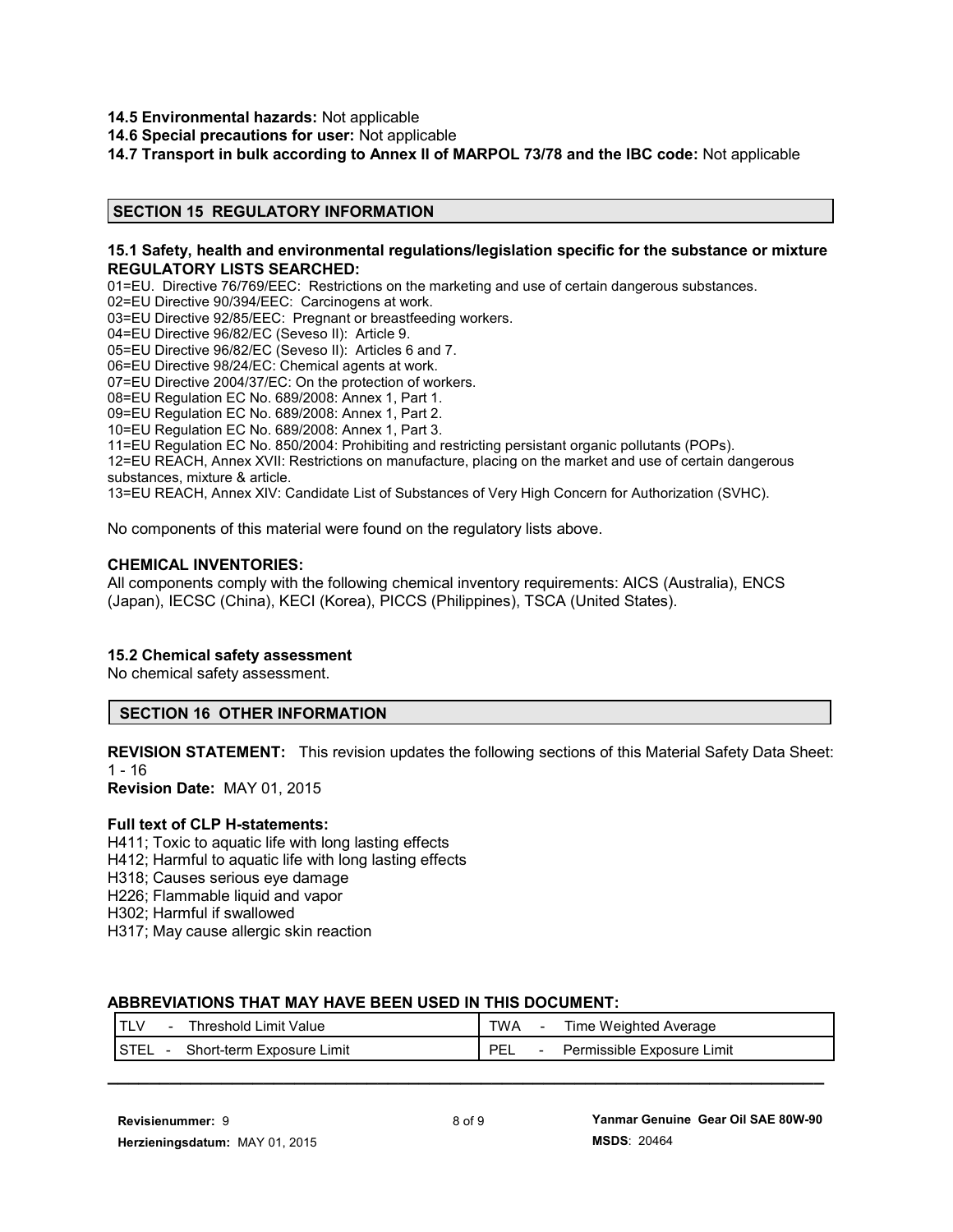**14.5 Environmental hazards:** Not applicable

**14.6 Special precautions for user:** Not applicable

**14.7 Transport in bulk according to Annex II of MARPOL 73/78 and the IBC code:** Not applicable

## SECTION 15 REGULATORY INFORMATION

**15.1 Safety, health and environmental regulations/legislation specific for the substance or mixture**
**REGULATORY LISTS SEARCHED:**

01=EU. Directive 76/769/EEC: Restrictions on the marketing and use of certain dangerous substances.
02=EU Directive 90/394/EEC: Carcinogens at work.
03=EU Directive 92/85/EEC: Pregnant or breastfeeding workers.
04=EU Directive 96/82/EC (Seveso II): Article 9.
05=EU Directive 96/82/EC (Seveso II): Articles 6 and 7.
06=EU Directive 98/24/EC: Chemical agents at work.
07=EU Directive 2004/37/EC: On the protection of workers.
08=EU Regulation EC No. 689/2008: Annex 1, Part 1.
09=EU Regulation EC No. 689/2008: Annex 1, Part 2.
10=EU Regulation EC No. 689/2008: Annex 1, Part 3.
11=EU Regulation EC No. 850/2004: Prohibiting and restricting persistant organic pollutants (POPs).
12=EU REACH, Annex XVII: Restrictions on manufacture, placing on the market and use of certain dangerous substances, mixture & article.
13=EU REACH, Annex XIV: Candidate List of Substances of Very High Concern for Authorization (SVHC).

No components of this material were found on the regulatory lists above.

**CHEMICAL INVENTORIES:**

All components comply with the following chemical inventory requirements: AICS (Australia), ENCS (Japan), IECSC (China), KECI (Korea), PICCS (Philippines), TSCA (United States).

**15.2 Chemical safety assessment**

No chemical safety assessment.

## SECTION 16 OTHER INFORMATION

**REVISION STATEMENT:** This revision updates the following sections of this Material Safety Data Sheet: 1 - 16

**Revision Date:** MAY 01, 2015

**Full text of CLP H-statements:**

H411; Toxic to aquatic life with long lasting effects
H412; Harmful to aquatic life with long lasting effects
H318; Causes serious eye damage
H226; Flammable liquid and vapor
H302; Harmful if swallowed
H317; May cause allergic skin reaction

**ABBREVIATIONS THAT MAY HAVE BEEN USED IN THIS DOCUMENT:**

| | |
|---|---|
| TLV - Threshold Limit Value | TWA - Time Weighted Average |
| STEL - Short-term Exposure Limit | PEL - Permissible Exposure Limit |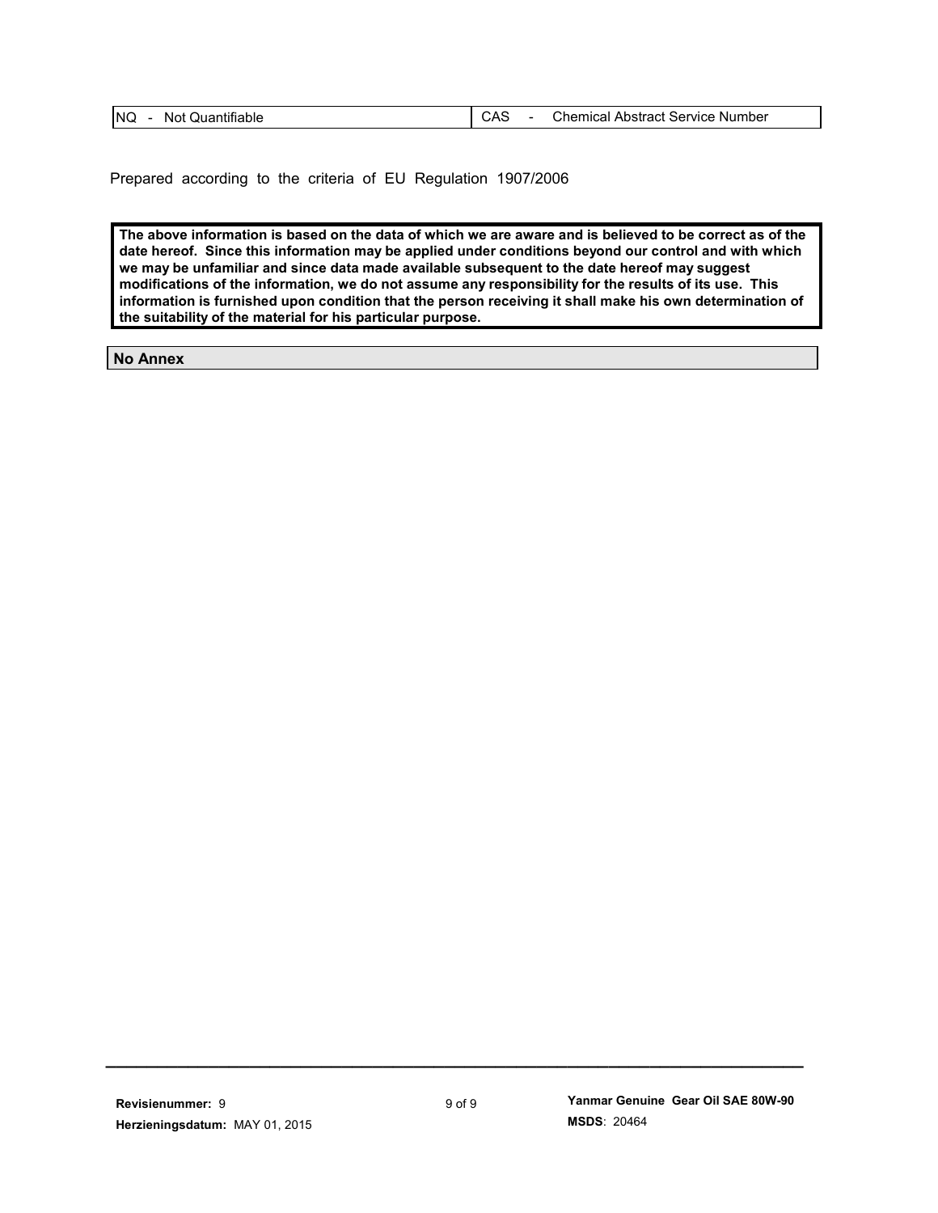| | |
|---|---|
| NQ - Not Quantifiable | CAS - Chemical Abstract Service Number |

Prepared according to the criteria of EU Regulation 1907/2006

**The above information is based on the data of which we are aware and is believed to be correct as of the date hereof. Since this information may be applied under conditions beyond our control and with which we may be unfamiliar and since data made available subsequent to the date hereof may suggest modifications of the information, we do not assume any responsibility for the results of its use. This information is furnished upon condition that the person receiving it shall make his own determination of the suitability of the material for his particular purpose.**

**No Annex**